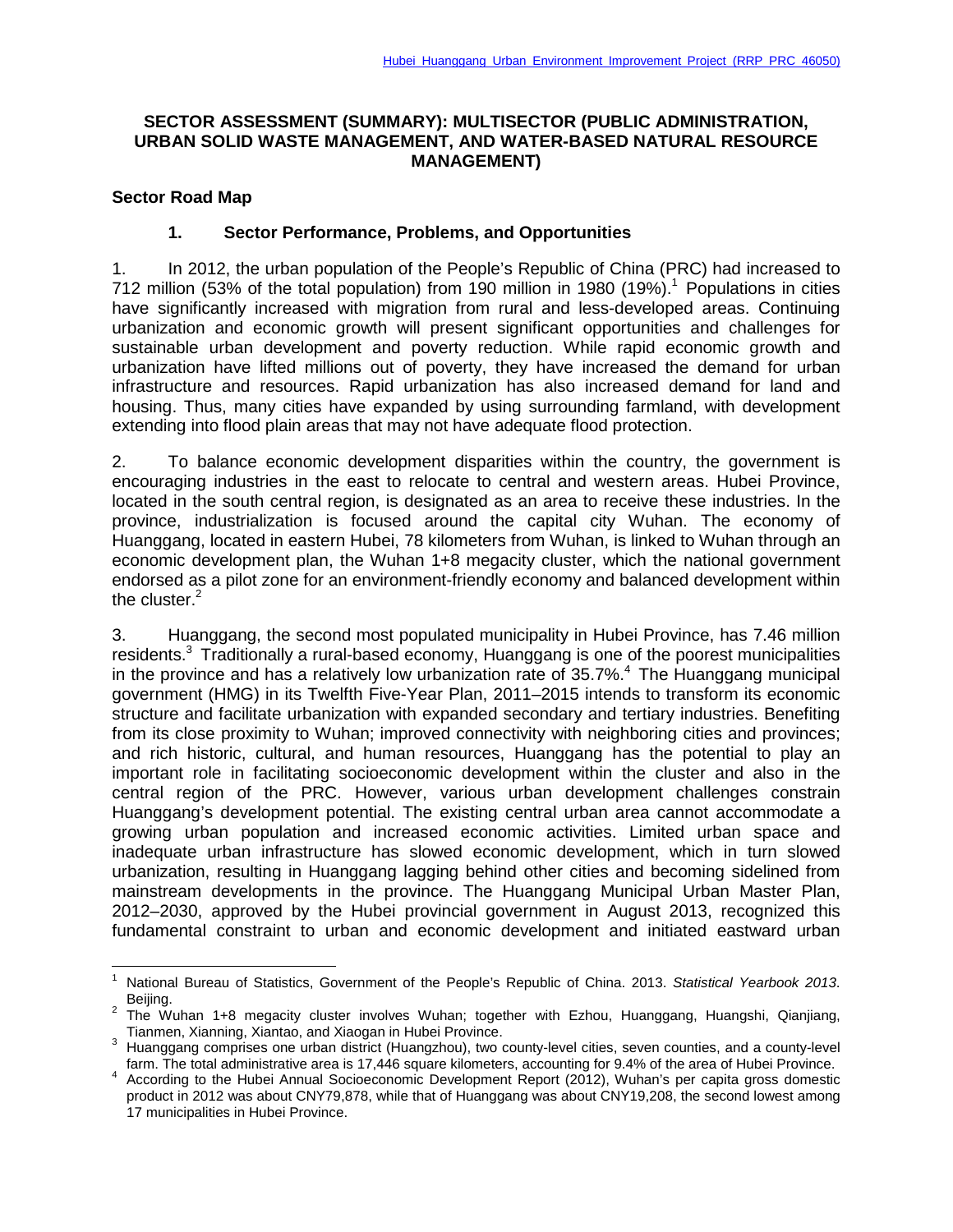## SECTOR ASSESSMENT (SUMMARY): MULTISECTOR (PUBLIC ADMINISTRATION, URBAN SOLID WASTE MANAGEMENT, AND WATER-BASED NATURAL RESOURCE MANAGEMENT)

### Sector Road Map

#### 1. Sector Performance, Problems, and Opportunities

1. In 2012, the urban population of the People's Republic of China (PRC) had increased to 712 million (53% of the total population) from 190 million in 1980 (19%).[1] Populations in cities have significantly increased with migration from rural and less-developed areas. Continuing urbanization and economic growth will present significant opportunities and challenges for sustainable urban development and poverty reduction. While rapid economic growth and urbanization have lifted millions out of poverty, they have increased the demand for urban infrastructure and resources. Rapid urbanization has also increased demand for land and housing. Thus, many cities have expanded by using surrounding farmland, with development extending into flood plain areas that may not have adequate flood protection.

2. To balance economic development disparities within the country, the government is encouraging industries in the east to relocate to central and western areas. Hubei Province, located in the south central region, is designated as an area to receive these industries. In the province, industrialization is focused around the capital city Wuhan. The economy of Huanggang, located in eastern Hubei, 78 kilometers from Wuhan, is linked to Wuhan through an economic development plan, the Wuhan 1+8 megacity cluster, which the national government endorsed as a pilot zone for an environment-friendly economy and balanced development within the cluster.[2]

3. Huanggang, the second most populated municipality in Hubei Province, has 7.46 million residents.[3] Traditionally a rural-based economy, Huanggang is one of the poorest municipalities in the province and has a relatively low urbanization rate of 35.7%.[4] The Huanggang municipal government (HMG) in its Twelfth Five-Year Plan, 2011–2015 intends to transform its economic structure and facilitate urbanization with expanded secondary and tertiary industries. Benefiting from its close proximity to Wuhan; improved connectivity with neighboring cities and provinces; and rich historic, cultural, and human resources, Huanggang has the potential to play an important role in facilitating socioeconomic development within the cluster and also in the central region of the PRC. However, various urban development challenges constrain Huanggang's development potential. The existing central urban area cannot accommodate a growing urban population and increased economic activities. Limited urban space and inadequate urban infrastructure has slowed economic development, which in turn slowed urbanization, resulting in Huanggang lagging behind other cities and becoming sidelined from mainstream developments in the province. The Huanggang Municipal Urban Master Plan, 2012–2030, approved by the Hubei provincial government in August 2013, recognized this fundamental constraint to urban and economic development and initiated eastward urban

---

[1] National Bureau of Statistics, Government of the People's Republic of China. 2013. *Statistical Yearbook 2013*. Beijing.

[2] The Wuhan 1+8 megacity cluster involves Wuhan; together with Ezhou, Huanggang, Huangshi, Qianjiang, Tianmen, Xianning, Xiantao, and Xiaogan in Hubei Province.

[3] Huanggang comprises one urban district (Huangzhou), two county-level cities, seven counties, and a county-level farm. The total administrative area is 17,446 square kilometers, accounting for 9.4% of the area of Hubei Province.

[4] According to the Hubei Annual Socioeconomic Development Report (2012), Wuhan's per capita gross domestic product in 2012 was about CNY79,878, while that of Huanggang was about CNY19,208, the second lowest among 17 municipalities in Hubei Province.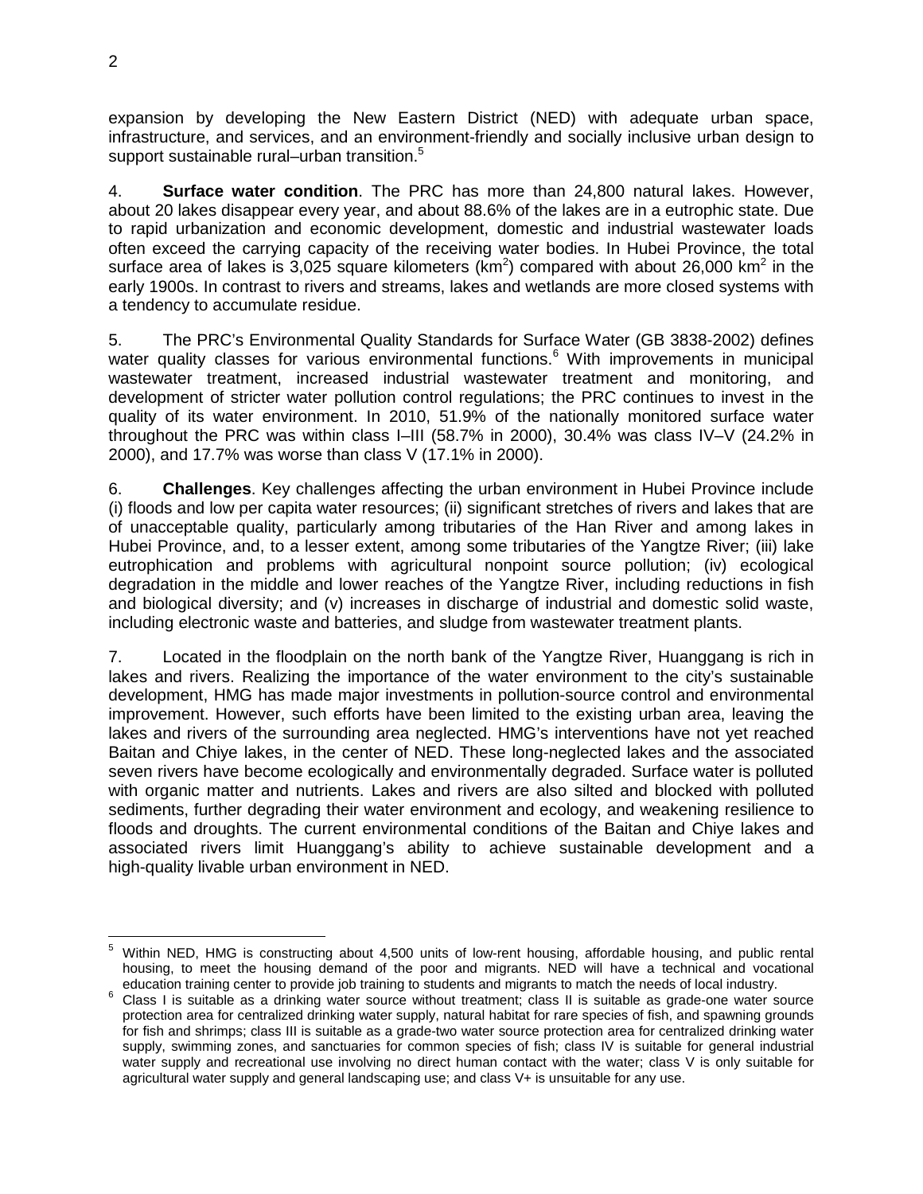expansion by developing the New Eastern District (NED) with adequate urban space, infrastructure, and services, and an environment-friendly and socially inclusive urban design to support sustainable rural–urban transition.[5]

4. **Surface water condition**. The PRC has more than 24,800 natural lakes. However, about 20 lakes disappear every year, and about 88.6% of the lakes are in a eutrophic state. Due to rapid urbanization and economic development, domestic and industrial wastewater loads often exceed the carrying capacity of the receiving water bodies. In Hubei Province, the total surface area of lakes is 3,025 square kilometers ($km^2$) compared with about 26,000 $km^2$ in the early 1900s. In contrast to rivers and streams, lakes and wetlands are more closed systems with a tendency to accumulate residue.

5. The PRC's Environmental Quality Standards for Surface Water (GB 3838-2002) defines water quality classes for various environmental functions.[6] With improvements in municipal wastewater treatment, increased industrial wastewater treatment and monitoring, and development of stricter water pollution control regulations; the PRC continues to invest in the quality of its water environment. In 2010, 51.9% of the nationally monitored surface water throughout the PRC was within class I–III (58.7% in 2000), 30.4% was class IV–V (24.2% in 2000), and 17.7% was worse than class V (17.1% in 2000).

6. **Challenges**. Key challenges affecting the urban environment in Hubei Province include (i) floods and low per capita water resources; (ii) significant stretches of rivers and lakes that are of unacceptable quality, particularly among tributaries of the Han River and among lakes in Hubei Province, and, to a lesser extent, among some tributaries of the Yangtze River; (iii) lake eutrophication and problems with agricultural nonpoint source pollution; (iv) ecological degradation in the middle and lower reaches of the Yangtze River, including reductions in fish and biological diversity; and (v) increases in discharge of industrial and domestic solid waste, including electronic waste and batteries, and sludge from wastewater treatment plants.

7. Located in the floodplain on the north bank of the Yangtze River, Huanggang is rich in lakes and rivers. Realizing the importance of the water environment to the city's sustainable development, HMG has made major investments in pollution-source control and environmental improvement. However, such efforts have been limited to the existing urban area, leaving the lakes and rivers of the surrounding area neglected. HMG's interventions have not yet reached Baitan and Chiye lakes, in the center of NED. These long-neglected lakes and the associated seven rivers have become ecologically and environmentally degraded. Surface water is polluted with organic matter and nutrients. Lakes and rivers are also silted and blocked with polluted sediments, further degrading their water environment and ecology, and weakening resilience to floods and droughts. The current environmental conditions of the Baitan and Chiye lakes and associated rivers limit Huanggang's ability to achieve sustainable development and a high-quality livable urban environment in NED.

---

[5] Within NED, HMG is constructing about 4,500 units of low-rent housing, affordable housing, and public rental housing, to meet the housing demand of the poor and migrants. NED will have a technical and vocational education training center to provide job training to students and migrants to match the needs of local industry.

[6] Class I is suitable as a drinking water source without treatment; class II is suitable as grade-one water source protection area for centralized drinking water supply, natural habitat for rare species of fish, and spawning grounds for fish and shrimps; class III is suitable as a grade-two water source protection area for centralized drinking water supply, swimming zones, and sanctuaries for common species of fish; class IV is suitable for general industrial water supply and recreational use involving no direct human contact with the water; class V is only suitable for agricultural water supply and general landscaping use; and class V+ is unsuitable for any use.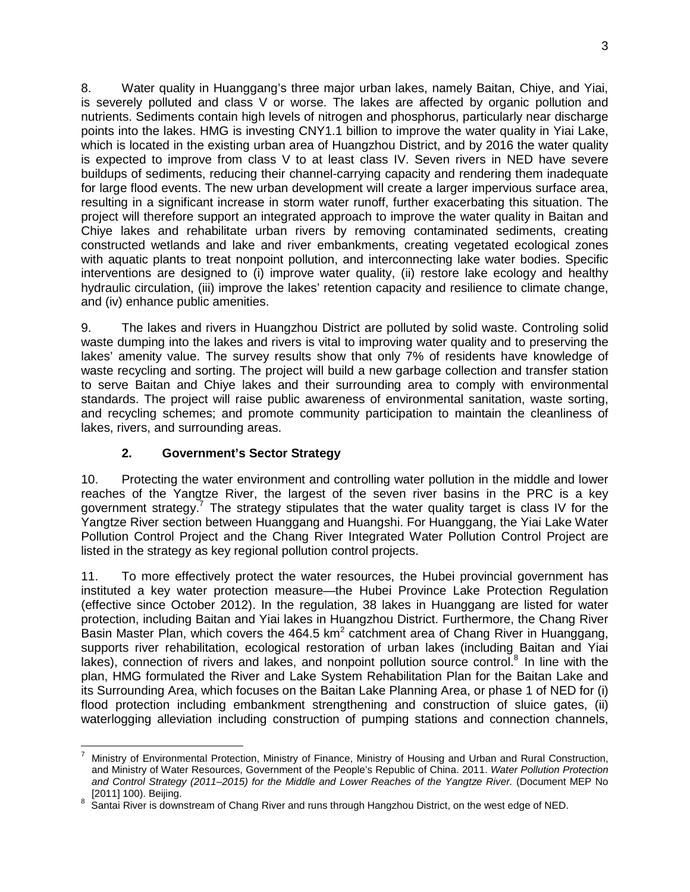8. Water quality in Huanggang's three major urban lakes, namely Baitan, Chiye, and Yiai, is severely polluted and class V or worse. The lakes are affected by organic pollution and nutrients. Sediments contain high levels of nitrogen and phosphorus, particularly near discharge points into the lakes. HMG is investing CNY1.1 billion to improve the water quality in Yiai Lake, which is located in the existing urban area of Huangzhou District, and by 2016 the water quality is expected to improve from class V to at least class IV. Seven rivers in NED have severe buildups of sediments, reducing their channel-carrying capacity and rendering them inadequate for large flood events. The new urban development will create a larger impervious surface area, resulting in a significant increase in storm water runoff, further exacerbating this situation. The project will therefore support an integrated approach to improve the water quality in Baitan and Chiye lakes and rehabilitate urban rivers by removing contaminated sediments, creating constructed wetlands and lake and river embankments, creating vegetated ecological zones with aquatic plants to treat nonpoint pollution, and interconnecting lake water bodies. Specific interventions are designed to (i) improve water quality, (ii) restore lake ecology and healthy hydraulic circulation, (iii) improve the lakes' retention capacity and resilience to climate change, and (iv) enhance public amenities.

9. The lakes and rivers in Huangzhou District are polluted by solid waste. Controling solid waste dumping into the lakes and rivers is vital to improving water quality and to preserving the lakes' amenity value. The survey results show that only 7% of residents have knowledge of waste recycling and sorting. The project will build a new garbage collection and transfer station to serve Baitan and Chiye lakes and their surrounding area to comply with environmental standards. The project will raise public awareness of environmental sanitation, waste sorting, and recycling schemes; and promote community participation to maintain the cleanliness of lakes, rivers, and surrounding areas.

### 2. Government's Sector Strategy

10. Protecting the water environment and controlling water pollution in the middle and lower reaches of the Yangtze River, the largest of the seven river basins in the PRC is a key government strategy.[7] The strategy stipulates that the water quality target is class IV for the Yangtze River section between Huanggang and Huangshi. For Huanggang, the Yiai Lake Water Pollution Control Project and the Chang River Integrated Water Pollution Control Project are listed in the strategy as key regional pollution control projects.

11. To more effectively protect the water resources, the Hubei provincial government has instituted a key water protection measure—the Hubei Province Lake Protection Regulation (effective since October 2012). In the regulation, 38 lakes in Huanggang are listed for water protection, including Baitan and Yiai lakes in Huangzhou District. Furthermore, the Chang River Basin Master Plan, which covers the 464.5 $km^2$ catchment area of Chang River in Huanggang, supports river rehabilitation, ecological restoration of urban lakes (including Baitan and Yiai lakes), connection of rivers and lakes, and nonpoint pollution source control.[8] In line with the plan, HMG formulated the River and Lake System Rehabilitation Plan for the Baitan Lake and its Surrounding Area, which focuses on the Baitan Lake Planning Area, or phase 1 of NED for (i) flood protection including embankment strengthening and construction of sluice gates, (ii) waterlogging alleviation including construction of pumping stations and connection channels,

---

[7] Ministry of Environmental Protection, Ministry of Finance, Ministry of Housing and Urban and Rural Construction, and Ministry of Water Resources, Government of the People's Republic of China. 2011. *Water Pollution Protection and Control Strategy (2011–2015) for the Middle and Lower Reaches of the Yangtze River.* (Document MEP No [2011] 100). Beijing.

[8] Santai River is downstream of Chang River and runs through Hangzhou District, on the west edge of NED.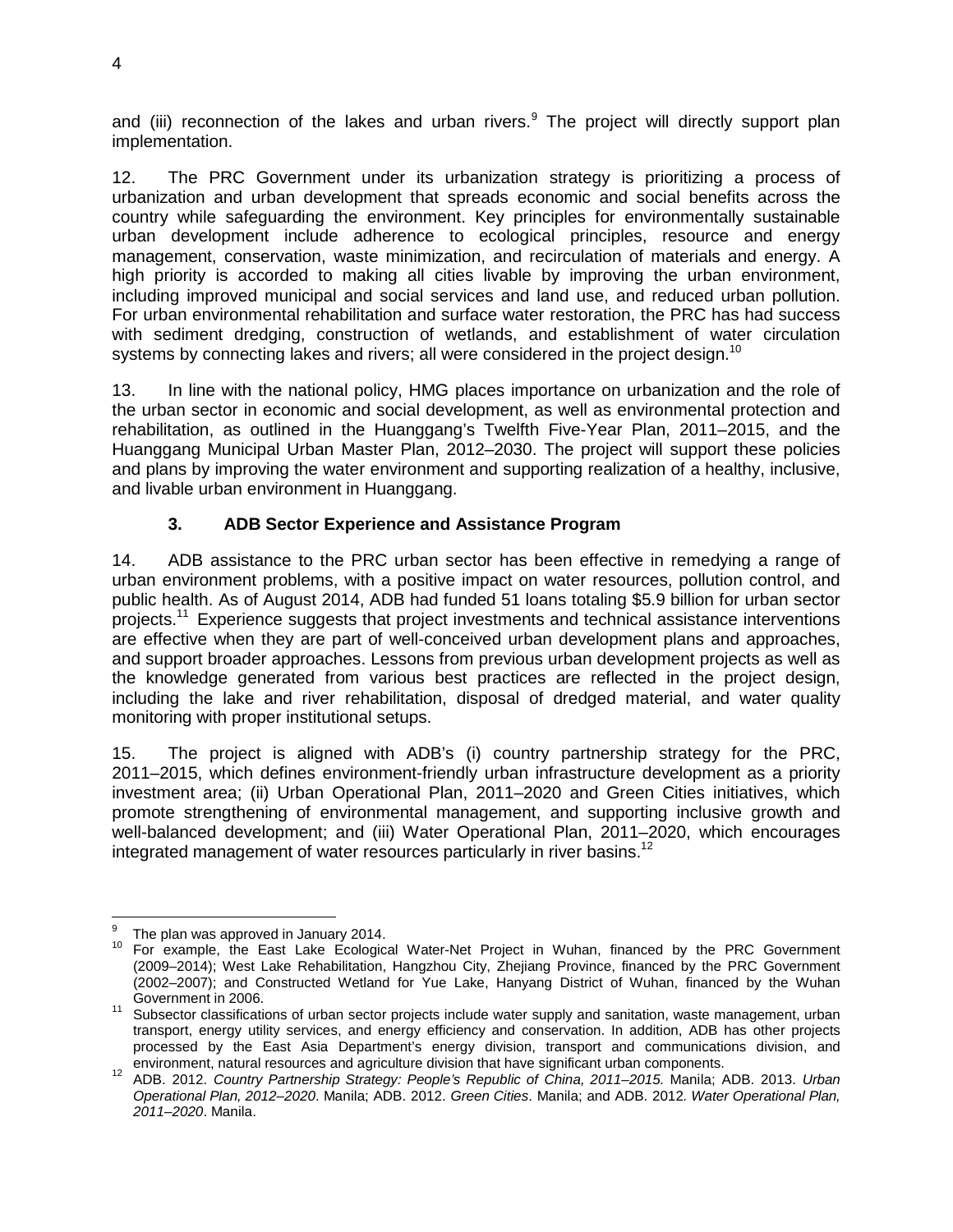and (iii) reconnection of the lakes and urban rivers.[9] The project will directly support plan implementation.

12. The PRC Government under its urbanization strategy is prioritizing a process of urbanization and urban development that spreads economic and social benefits across the country while safeguarding the environment. Key principles for environmentally sustainable urban development include adherence to ecological principles, resource and energy management, conservation, waste minimization, and recirculation of materials and energy. A high priority is accorded to making all cities livable by improving the urban environment, including improved municipal and social services and land use, and reduced urban pollution. For urban environmental rehabilitation and surface water restoration, the PRC has had success with sediment dredging, construction of wetlands, and establishment of water circulation systems by connecting lakes and rivers; all were considered in the project design.[10]

13. In line with the national policy, HMG places importance on urbanization and the role of the urban sector in economic and social development, as well as environmental protection and rehabilitation, as outlined in the Huanggang's Twelfth Five-Year Plan, 2011–2015, and the Huanggang Municipal Urban Master Plan, 2012–2030. The project will support these policies and plans by improving the water environment and supporting realization of a healthy, inclusive, and livable urban environment in Huanggang.

### 3. ADB Sector Experience and Assistance Program

14. ADB assistance to the PRC urban sector has been effective in remedying a range of urban environment problems, with a positive impact on water resources, pollution control, and public health. As of August 2014, ADB had funded 51 loans totaling $5.9 billion for urban sector projects.[11] Experience suggests that project investments and technical assistance interventions are effective when they are part of well-conceived urban development plans and approaches, and support broader approaches. Lessons from previous urban development projects as well as the knowledge generated from various best practices are reflected in the project design, including the lake and river rehabilitation, disposal of dredged material, and water quality monitoring with proper institutional setups.

15. The project is aligned with ADB's (i) country partnership strategy for the PRC, 2011–2015, which defines environment-friendly urban infrastructure development as a priority investment area; (ii) Urban Operational Plan, 2011–2020 and Green Cities initiatives, which promote strengthening of environmental management, and supporting inclusive growth and well-balanced development; and (iii) Water Operational Plan, 2011–2020, which encourages integrated management of water resources particularly in river basins.[12]

---

[9] The plan was approved in January 2014.

[10] For example, the East Lake Ecological Water-Net Project in Wuhan, financed by the PRC Government (2009–2014); West Lake Rehabilitation, Hangzhou City, Zhejiang Province, financed by the PRC Government (2002–2007); and Constructed Wetland for Yue Lake, Hanyang District of Wuhan, financed by the Wuhan Government in 2006.

[11] Subsector classifications of urban sector projects include water supply and sanitation, waste management, urban transport, energy utility services, and energy efficiency and conservation. In addition, ADB has other projects processed by the East Asia Department's energy division, transport and communications division, and environment, natural resources and agriculture division that have significant urban components.

[12] ADB. 2012. *Country Partnership Strategy: People's Republic of China, 2011–2015.* Manila; ADB. 2013. *Urban Operational Plan, 2012–2020*. Manila; ADB. 2012. *Green Cities*. Manila; and ADB. 2012. *Water Operational Plan, 2011–2020*. Manila.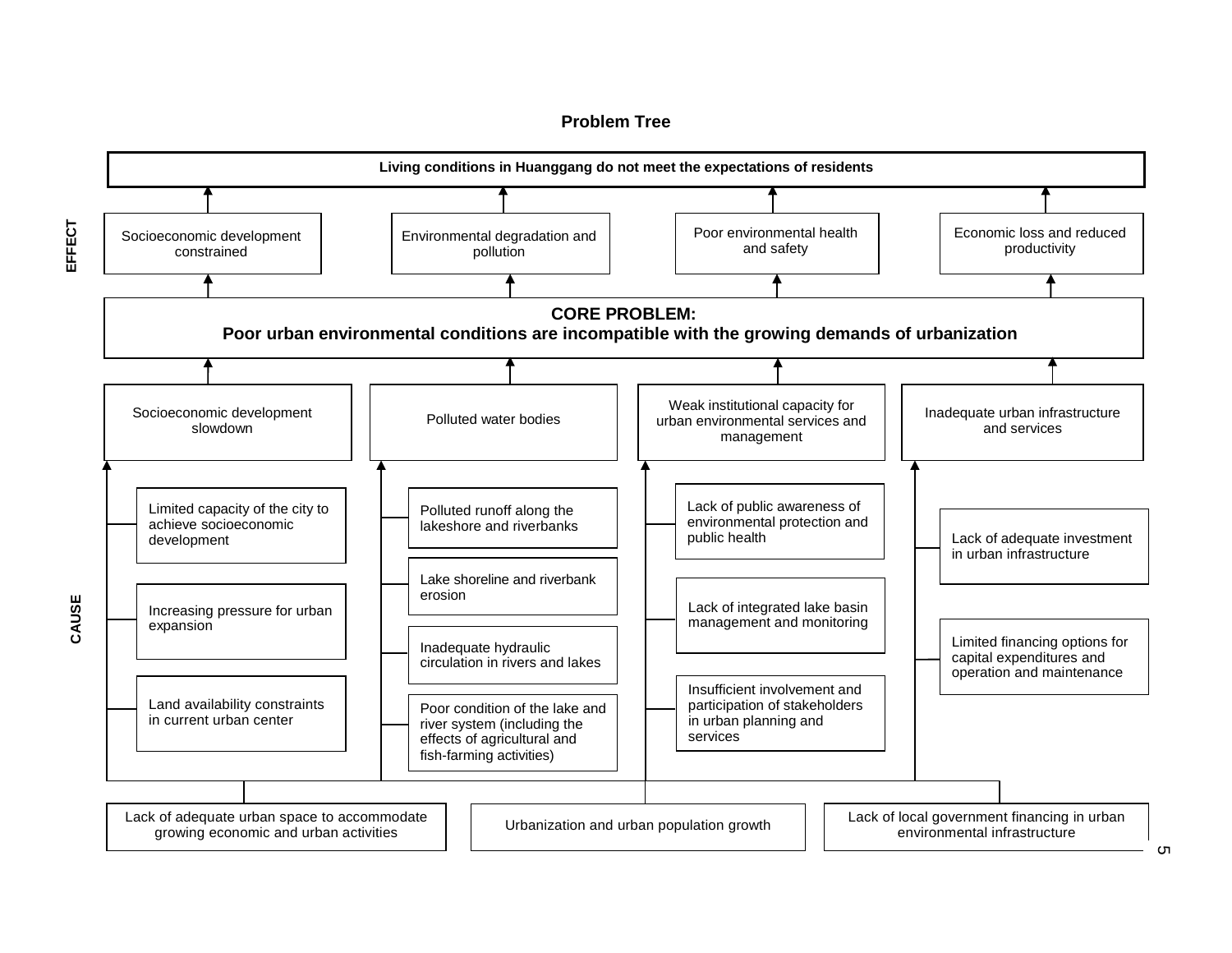## Problem Tree

**Living conditions in Huanggang do not meet the expectations of residents**

**EFFECT**

- Socioeconomic development constrained
- Environmental degradation and pollution
- Poor environmental health and safety
- Economic loss and reduced productivity

**CORE PROBLEM:**
**Poor urban environmental conditions are incompatible with the growing demands of urbanization**

**CAUSE**

Socioeconomic development slowdown
- Limited capacity of the city to achieve socioeconomic development
- Increasing pressure for urban expansion
- Land availability constraints in current urban center

Polluted water bodies
- Polluted runoff along the lakeshore and riverbanks
- Lake shoreline and riverbank erosion
- Inadequate hydraulic circulation in rivers and lakes
- Poor condition of the lake and river system (including the effects of agricultural and fish-farming activities)

Weak institutional capacity for urban environmental services and management
- Lack of public awareness of environmental protection and public health
- Lack of integrated lake basin management and monitoring
- Insufficient involvement and participation of stakeholders in urban planning and services

Inadequate urban infrastructure and services
- Lack of adequate investment in urban infrastructure
- Limited financing options for capital expenditures and operation and maintenance

Root causes:
- Lack of adequate urban space to accommodate growing economic and urban activities
- Urbanization and urban population growth
- Lack of local government financing in urban environmental infrastructure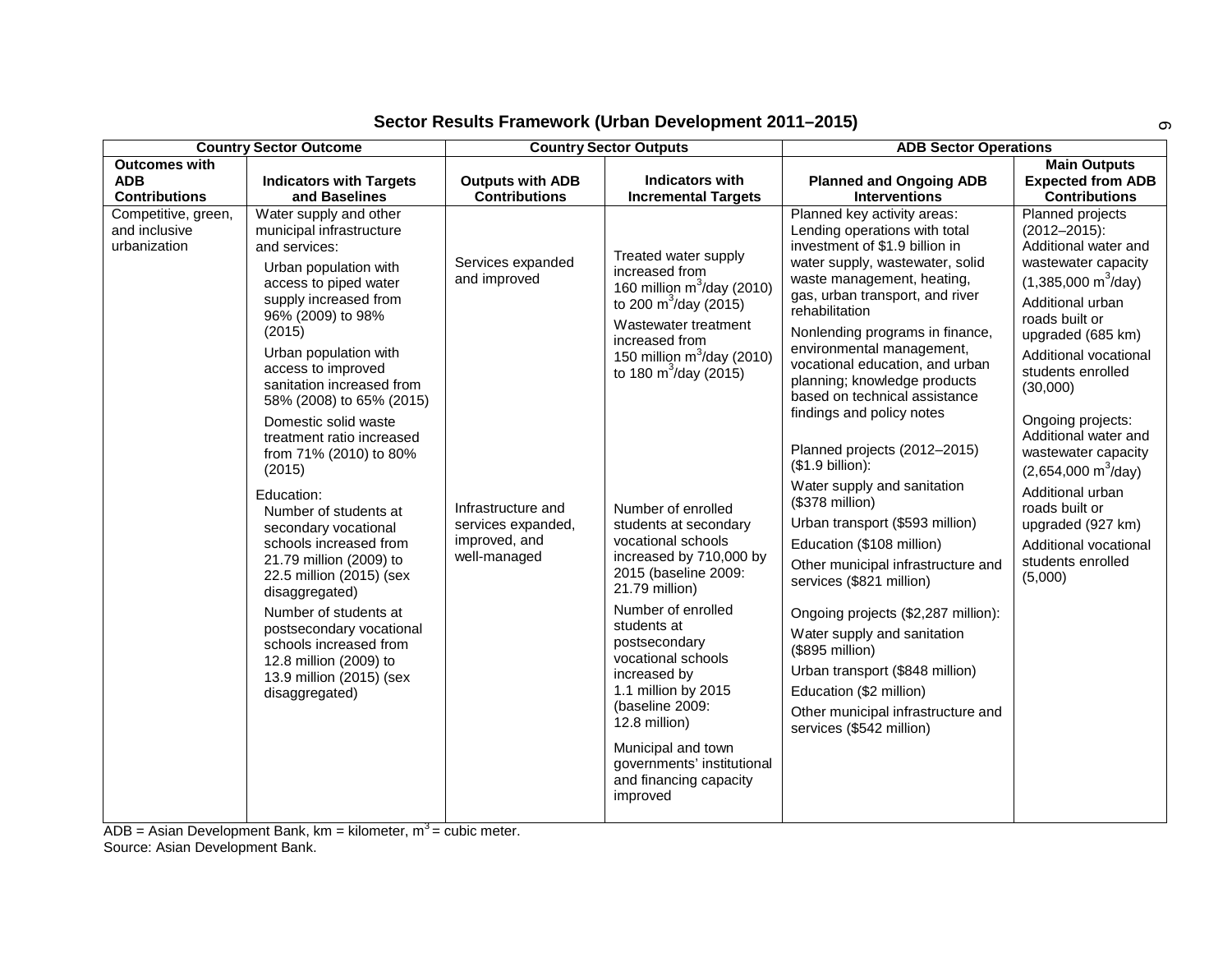## Sector Results Framework (Urban Development 2011–2015)

| Country Sector Outcome | | Country Sector Outputs | | ADB Sector Operations | |
|---|---|---|---|---|---|
| **Outcomes with ADB Contributions** | **Indicators with Targets and Baselines** | **Outputs with ADB Contributions** | **Indicators with Incremental Targets** | **Planned and Ongoing ADB Interventions** | **Main Outputs Expected from ADB Contributions** |
| Competitive, green, and inclusive urbanization | Water supply and other municipal infrastructure and services:<br>Urban population with access to piped water supply increased from 96% (2009) to 98% (2015)<br>Urban population with access to improved sanitation increased from 58% (2008) to 65% (2015)<br>Domestic solid waste treatment ratio increased from 71% (2010) to 80% (2015)<br><br>Education:<br>Number of students at secondary vocational schools increased from 21.79 million (2009) to 22.5 million (2015) (sex disaggregated)<br>Number of students at postsecondary vocational schools increased from 12.8 million (2009) to 13.9 million (2015) (sex disaggregated) | Services expanded and improved<br><br>Infrastructure and services expanded, improved, and well-managed | Treated water supply increased from 160 million $m^3$/day (2010) to 200 $m^3$/day (2015)<br>Wastewater treatment increased from 150 million $m^3$/day (2010) to 180 $m^3$/day (2015)<br><br>Number of enrolled students at secondary vocational schools increased by 710,000 by 2015 (baseline 2009: 21.79 million)<br>Number of enrolled students at postsecondary vocational schools increased by 1.1 million by 2015 (baseline 2009: 12.8 million)<br>Municipal and town governments' institutional and financing capacity improved | Planned key activity areas:<br>Lending operations with total investment of $1.9 billion in water supply, wastewater, solid waste management, heating, gas, urban transport, and river rehabilitation<br>Nonlending programs in finance, environmental management, vocational education, and urban planning; knowledge products based on technical assistance findings and policy notes<br><br>Planned projects (2012–2015) ($1.9 billion):<br>Water supply and sanitation ($378 million)<br>Urban transport ($593 million)<br>Education ($108 million)<br>Other municipal infrastructure and services ($821 million)<br><br>Ongoing projects ($2,287 million):<br>Water supply and sanitation ($895 million)<br>Urban transport ($848 million)<br>Education ($2 million)<br>Other municipal infrastructure and services ($542 million) | Planned projects (2012–2015):<br>Additional water and wastewater capacity (1,385,000 $m^3$/day)<br>Additional urban roads built or upgraded (685 km)<br>Additional vocational students enrolled (30,000)<br><br>Ongoing projects:<br>Additional water and wastewater capacity (2,654,000 $m^3$/day)<br>Additional urban roads built or upgraded (927 km)<br>Additional vocational students enrolled (5,000) |

ADB = Asian Development Bank, km = kilometer, $m^3$ = cubic meter.

Source: Asian Development Bank.